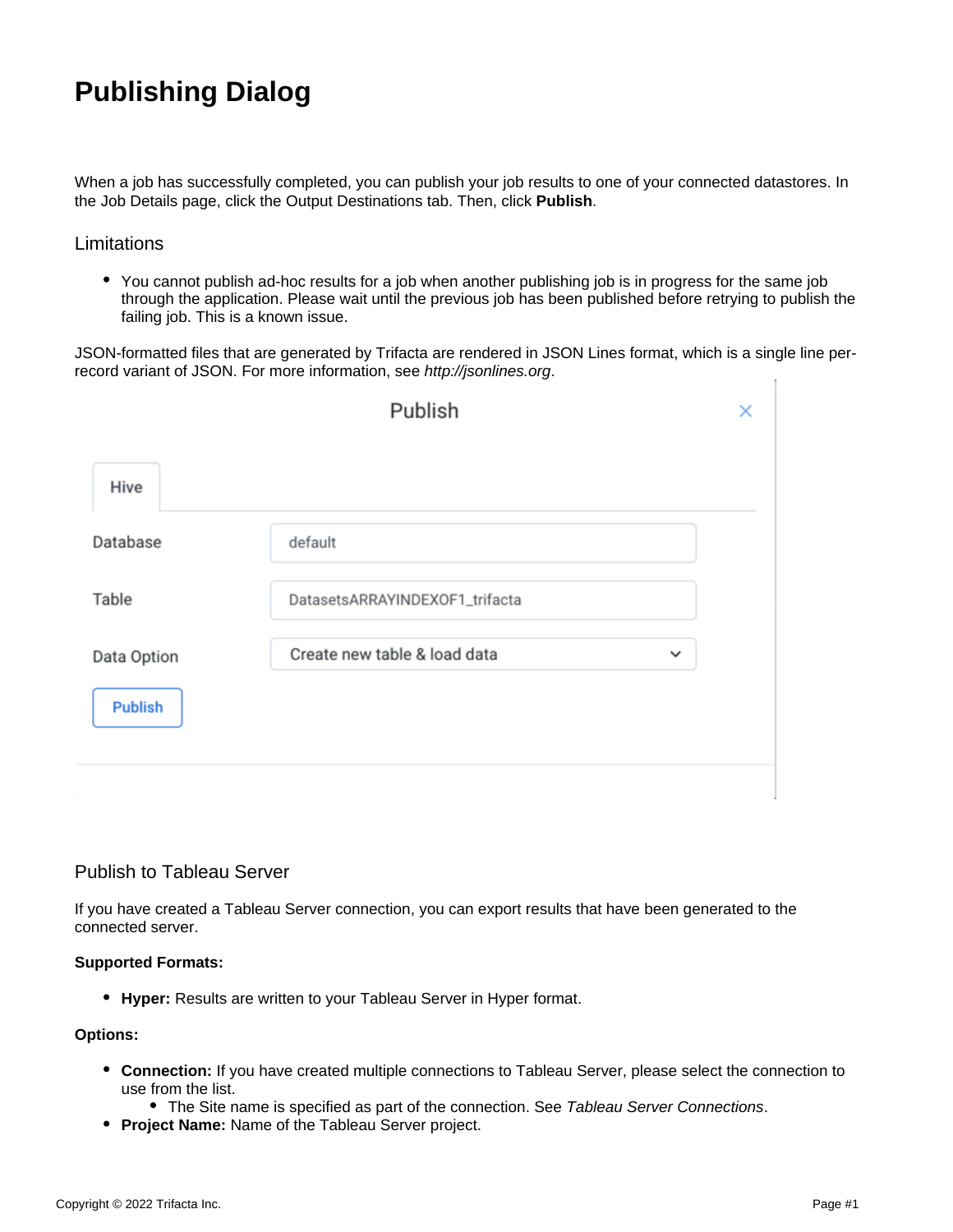# Publishing Dialog

When a job has successfully completed, you can publish your job results to one of your connected datastores. In the Job Details page, click the Output Destinations tab. Then, click **Publish**.

## Limitations

- You cannot publish ad-hoc results for a job when another publishing job is in progress for the same job through the application. Please wait until the previous job has been published before retrying to publish the failing job. This is a known issue.

JSON-formatted files that are generated by Trifacta are rendered in JSON Lines format, which is a single line per-record variant of JSON. For more information, see *http://jsonlines.org*.

## Publish to Tableau Server

If you have created a Tableau Server connection, you can export results that have been generated to the connected server.

**Supported Formats:**

- **Hyper:** Results are written to your Tableau Server in Hyper format.

**Options:**

- **Connection:** If you have created multiple connections to Tableau Server, please select the connection to use from the list.
  - The Site name is specified as part of the connection. See *Tableau Server Connections*.
- **Project Name:** Name of the Tableau Server project.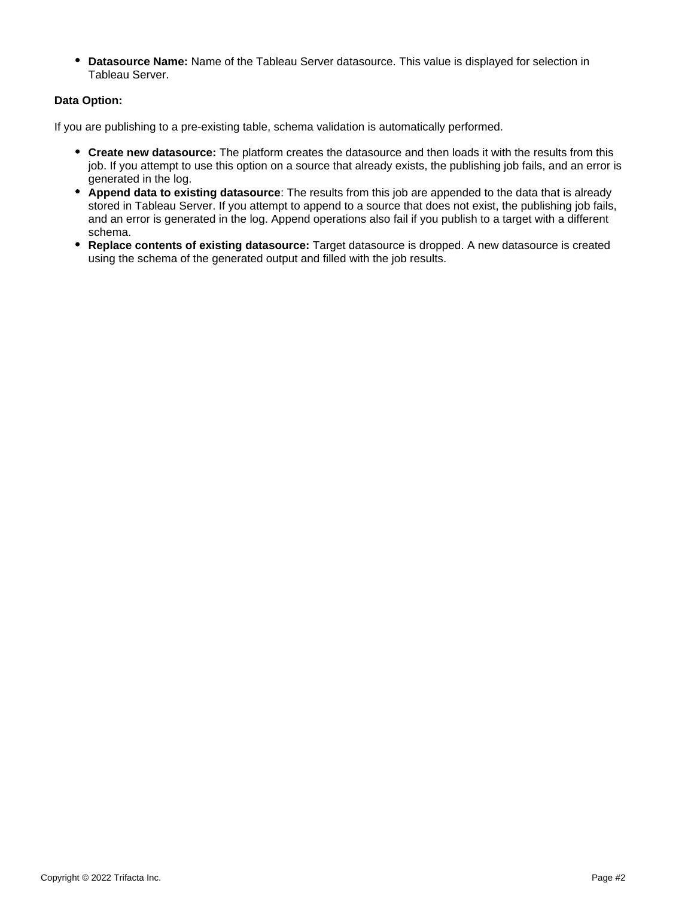- **Datasource Name:** Name of the Tableau Server datasource. This value is displayed for selection in Tableau Server.

**Data Option:**

If you are publishing to a pre-existing table, schema validation is automatically performed.

- **Create new datasource:** The platform creates the datasource and then loads it with the results from this job. If you attempt to use this option on a source that already exists, the publishing job fails, and an error is generated in the log.
- **Append data to existing datasource**: The results from this job are appended to the data that is already stored in Tableau Server. If you attempt to append to a source that does not exist, the publishing job fails, and an error is generated in the log. Append operations also fail if you publish to a target with a different schema.
- **Replace contents of existing datasource:** Target datasource is dropped. A new datasource is created using the schema of the generated output and filled with the job results.